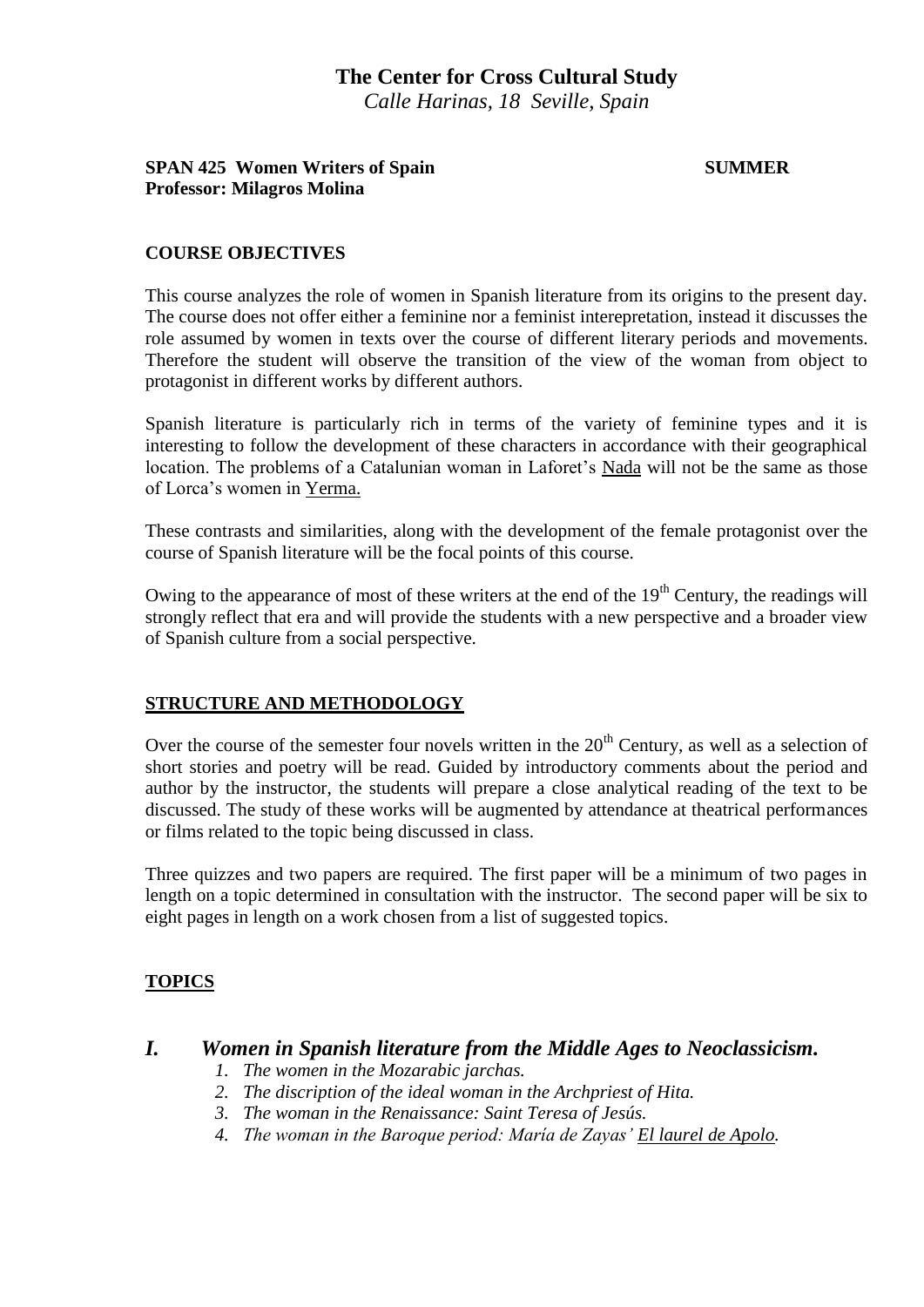# The Center for Cross Cultural Study

*Calle Harinas, 18 Seville, Spain*

**SPAN 425 Women Writers of Spain** **SUMMER**
**Professor: Milagros Molina**

## COURSE OBJECTIVES

This course analyzes the role of women in Spanish literature from its origins to the present day. The course does not offer either a feminine nor a feminist interepretation, instead it discusses the role assumed by women in texts over the course of different literary periods and movements. Therefore the student will observe the transition of the view of the woman from object to protagonist in different works by different authors.

Spanish literature is particularly rich in terms of the variety of feminine types and it is interesting to follow the development of these characters in accordance with their geographical location. The problems of a Catalunian woman in Laforet's Nada will not be the same as those of Lorca's women in Yerma.

These contrasts and similarities, along with the development of the female protagonist over the course of Spanish literature will be the focal points of this course.

Owing to the appearance of most of these writers at the end of the 19th Century, the readings will strongly reflect that era and will provide the students with a new perspective and a broader view of Spanish culture from a social perspective.

## STRUCTURE AND METHODOLOGY

Over the course of the semester four novels written in the 20th Century, as well as a selection of short stories and poetry will be read. Guided by introductory comments about the period and author by the instructor, the students will prepare a close analytical reading of the text to be discussed. The study of these works will be augmented by attendance at theatrical performances or films related to the topic being discussed in class.

Three quizzes and two papers are required. The first paper will be a minimum of two pages in length on a topic determined in consultation with the instructor. The second paper will be six to eight pages in length on a work chosen from a list of suggested topics.

## TOPICS

### *I. Women in Spanish literature from the Middle Ages to Neoclassicism.*

1. *The women in the Mozarabic jarchas.*
2. *The discription of the ideal woman in the Archpriest of Hita.*
3. *The woman in the Renaissance: Saint Teresa of Jesús.*
4. *The woman in the Baroque period: María de Zayas' El laurel de Apolo.*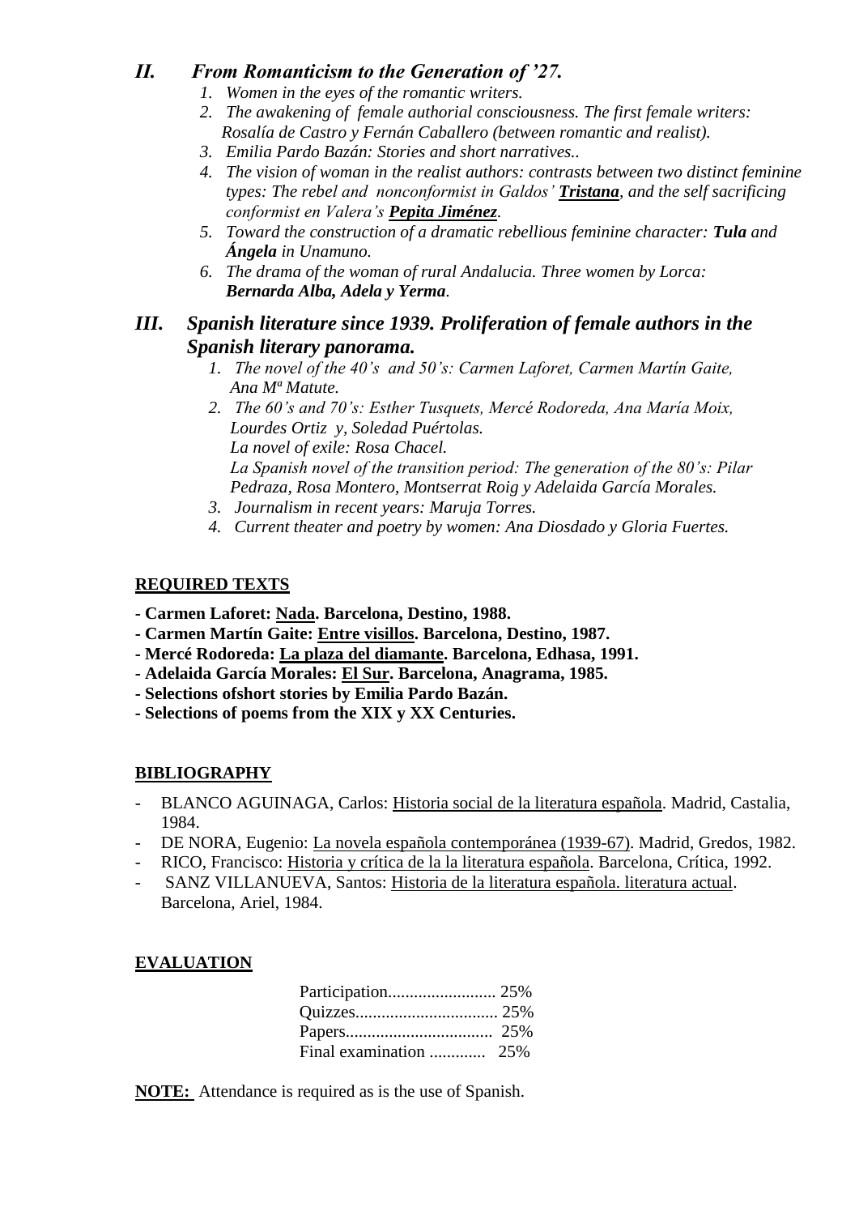## II. *From Romanticism to the Generation of '27.*

1. *Women in the eyes of the romantic writers.*
2. *The awakening of female authorial consciousness. The first female writers: Rosalía de Castro y Fernán Caballero (between romantic and realist).*
3. *Emilia Pardo Bazán: Stories and short narratives..*
4. *The vision of woman in the realist authors: contrasts between two distinct feminine types: The rebel and nonconformist in Galdos' **Tristana**, and the self sacrificing conformist en Valera's **Pepita Jiménez**.*
5. *Toward the construction of a dramatic rebellious feminine character: **Tula** and **Ángela** in Unamuno.*
6. *The drama of the woman of rural Andalucia. Three women by Lorca: **Bernarda Alba, Adela y Yerma**.*

## III. *Spanish literature since 1939. Proliferation of female authors in the Spanish literary panorama.*

1. *The novel of the 40's and 50's: Carmen Laforet, Carmen Martín Gaite, Ana Mª Matute.*
2. *The 60's and 70's: Esther Tusquets, Mercé Rodoreda, Ana María Moix, Lourdes Ortiz y, Soledad Puértolas.*
   *La novel of exile: Rosa Chacel.*
   *La Spanish novel of the transition period: The generation of the 80's: Pilar Pedraza, Rosa Montero, Montserrat Roig y Adelaida García Morales.*
3. *Journalism in recent years: Maruja Torres.*
4. *Current theater and poetry by women: Ana Diosdado y Gloria Fuertes.*

### REQUIRED TEXTS

**- Carmen Laforet: Nada. Barcelona, Destino, 1988.**
**- Carmen Martín Gaite: Entre visillos. Barcelona, Destino, 1987.**
**- Mercé Rodoreda: La plaza del diamante. Barcelona, Edhasa, 1991.**
**- Adelaida García Morales: El Sur. Barcelona, Anagrama, 1985.**
**- Selections ofshort stories by Emilia Pardo Bazán.**
**- Selections of poems from the XIX y XX Centuries.**

### BIBLIOGRAPHY

- BLANCO AGUINAGA, Carlos: Historia social de la literatura española. Madrid, Castalia, 1984.
- DE NORA, Eugenio: La novela española contemporánea (1939-67). Madrid, Gredos, 1982.
- RICO, Francisco: Historia y crítica de la la literatura española. Barcelona, Crítica, 1992.
- SANZ VILLANUEVA, Santos: Historia de la literatura española. literatura actual. Barcelona, Ariel, 1984.

### EVALUATION

Participation......................... 25%
Quizzes................................. 25%
Papers.................................. 25%
Final examination ............. 25%

**NOTE:** Attendance is required as is the use of Spanish.